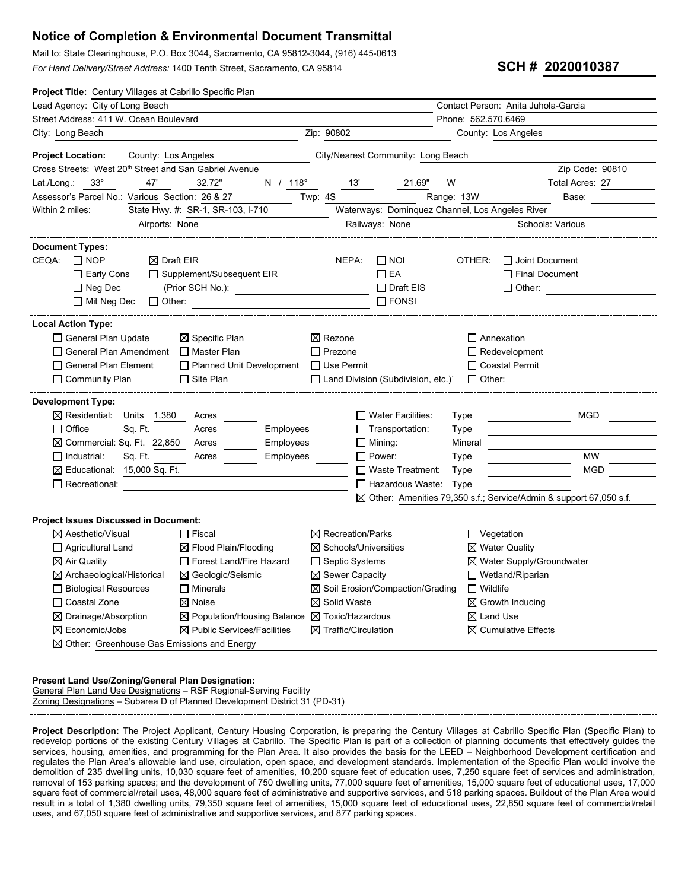# Notice of Completion & Environmental Document Transmittal

Mail to: State Clearinghouse, P.O. Box 3044, Sacramento, CA 95812-3044, (916) 445-0613

*For Hand Delivery/Street Address:* 1400 Tenth Street, Sacramento, CA 95814

**SCH # 2020010387**

**Project Title:** Century Villages at Cabrillo Specific Plan

Lead Agency: City of Long Beach — Contact Person: Anita Juhola-Garcia

Street Address: 411 W. Ocean Boulevard — Phone: 562.570.6469

City: Long Beach — Zip: 90802 — County: Los Angeles

---

**Project Location:** County: Los Angeles — City/Nearest Community: Long Beach

Cross Streets: West 20th Street and San Gabriel Avenue — Zip Code: 90810

Lat./Long.: 33° 47' 32.72" N / 118° 13' 21.69" W — Total Acres: 27

Assessor's Parcel No.: Various — Section: 26 & 27 — Twp: 4S — Range: 13W — Base:

Within 2 miles: State Hwy. #: SR-1, SR-103, I-710 — Waterways: Dominquez Channel, Los Angeles River

Airports: None — Railways: None — Schools: Various

---

**Document Types:**

CEQA:
- ☐ NOP
- ☒ Draft EIR
- ☐ Early Cons
- ☐ Supplement/Subsequent EIR
- ☐ Neg Dec — (Prior SCH No.):
- ☐ Mit Neg Dec
- ☐ Other:

NEPA:
- ☐ NOI
- ☐ EA
- ☐ Draft EIS
- ☐ FONSI

OTHER:
- ☐ Joint Document
- ☐ Final Document
- ☐ Other:

---

**Local Action Type:**

- ☐ General Plan Update
- ☐ General Plan Amendment
- ☐ General Plan Element
- ☐ Community Plan
- ☒ Specific Plan
- ☐ Master Plan
- ☐ Planned Unit Development
- ☐ Site Plan
- ☒ Rezone
- ☐ Prezone
- ☐ Use Permit
- ☐ Land Division (Subdivision, etc.)
- ☐ Annexation
- ☐ Redevelopment
- ☐ Coastal Permit
- ☐ Other:

---

**Development Type:**

- ☒ Residential: Units 1,380 Acres
- ☐ Office: Sq. Ft. Acres Employees
- ☒ Commercial: Sq. Ft. 22,850 Acres Employees
- ☐ Industrial: Sq. Ft. Acres Employees
- ☒ Educational: 15,000 Sq. Ft.
- ☐ Recreational:
- ☐ Water Facilities: Type MGD
- ☐ Transportation: Type
- ☐ Mining: Mineral
- ☐ Power: Type MW
- ☐ Waste Treatment: Type MGD
- ☐ Hazardous Waste: Type
- ☒ Other: Amenities 79,350 s.f.; Service/Admin & support 67,050 s.f.

---

**Project Issues Discussed in Document:**

- ☒ Aesthetic/Visual
- ☐ Agricultural Land
- ☒ Air Quality
- ☒ Archaeological/Historical
- ☐ Biological Resources
- ☐ Coastal Zone
- ☒ Drainage/Absorption
- ☒ Economic/Jobs
- ☐ Fiscal
- ☒ Flood Plain/Flooding
- ☐ Forest Land/Fire Hazard
- ☒ Geologic/Seismic
- ☐ Minerals
- ☒ Noise
- ☒ Population/Housing Balance
- ☒ Public Services/Facilities
- ☒ Recreation/Parks
- ☒ Schools/Universities
- ☐ Septic Systems
- ☒ Sewer Capacity
- ☒ Soil Erosion/Compaction/Grading
- ☒ Solid Waste
- ☒ Toxic/Hazardous
- ☒ Traffic/Circulation
- ☐ Vegetation
- ☒ Water Quality
- ☒ Water Supply/Groundwater
- ☐ Wetland/Riparian
- ☐ Wildlife
- ☒ Growth Inducing
- ☒ Land Use
- ☒ Cumulative Effects
- ☒ Other: Greenhouse Gas Emissions and Energy

---

**Present Land Use/Zoning/General Plan Designation:**

General Plan Land Use Designations – RSF Regional-Serving Facility

Zoning Designations – Subarea D of Planned Development District 31 (PD-31)

---

**Project Description:** The Project Applicant, Century Housing Corporation, is preparing the Century Villages at Cabrillo Specific Plan (Specific Plan) to redevelop portions of the existing Century Villages at Cabrillo. The Specific Plan is part of a collection of planning documents that effectively guides the services, housing, amenities, and programming for the Plan Area. It also provides the basis for the LEED – Neighborhood Development certification and regulates the Plan Area's allowable land use, circulation, open space, and development standards. Implementation of the Specific Plan would involve the demolition of 235 dwelling units, 10,030 square feet of amenities, 10,200 square feet of education uses, 7,250 square feet of services and administration, removal of 153 parking spaces; and the development of 750 dwelling units, 77,000 square feet of amenities, 15,000 square feet of educational uses, 17,000 square feet of commercial/retail uses, 48,000 square feet of administrative and supportive services, and 518 parking spaces. Buildout of the Plan Area would result in a total of 1,380 dwelling units, 79,350 square feet of amenities, 15,000 square feet of educational uses, 22,850 square feet of commercial/retail uses, and 67,050 square feet of administrative and supportive services, and 877 parking spaces.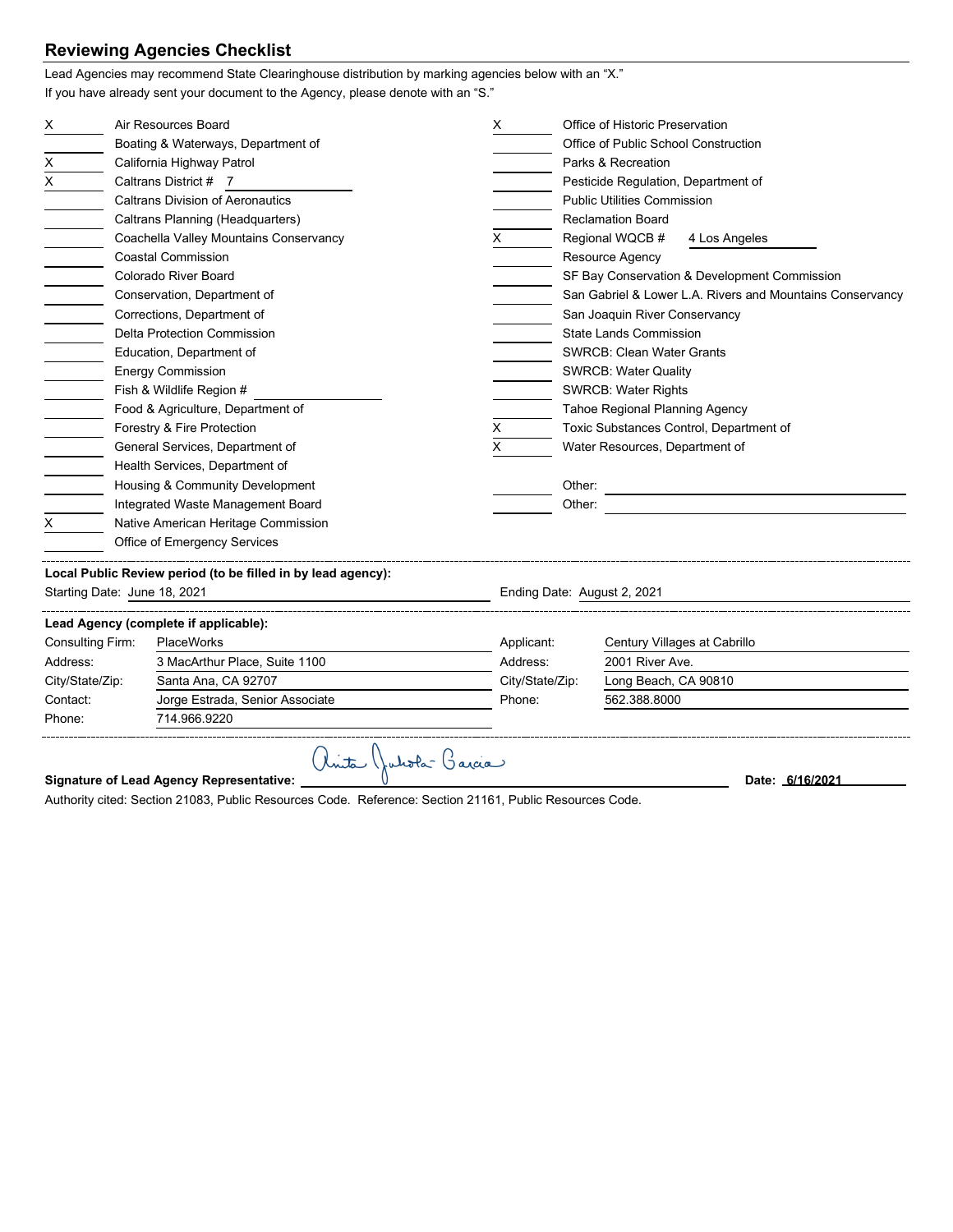## Reviewing Agencies Checklist

Lead Agencies may recommend State Clearinghouse distribution by marking agencies below with an "X."
If you have already sent your document to the Agency, please denote with an "S."

| | | | |
|---|---|---|---|
| X | Air Resources Board | X | Office of Historic Preservation |
| | Boating & Waterways, Department of | | Office of Public School Construction |
| X | California Highway Patrol | | Parks & Recreation |
| X | Caltrans District # 7 | | Pesticide Regulation, Department of |
| | Caltrans Division of Aeronautics | | Public Utilities Commission |
| | Caltrans Planning (Headquarters) | | Reclamation Board |
| | Coachella Valley Mountains Conservancy | X | Regional WQCB # 4 Los Angeles |
| | Coastal Commission | | Resource Agency |
| | Colorado River Board | | SF Bay Conservation & Development Commission |
| | Conservation, Department of | | San Gabriel & Lower L.A. Rivers and Mountains Conservancy |
| | Corrections, Department of | | San Joaquin River Conservancy |
| | Delta Protection Commission | | State Lands Commission |
| | Education, Department of | | SWRCB: Clean Water Grants |
| | Energy Commission | | SWRCB: Water Quality |
| | Fish & Wildlife Region # | | SWRCB: Water Rights |
| | Food & Agriculture, Department of | | Tahoe Regional Planning Agency |
| | Forestry & Fire Protection | X | Toxic Substances Control, Department of |
| | General Services, Department of | X | Water Resources, Department of |
| | Health Services, Department of | | |
| | Housing & Community Development | | Other: |
| | Integrated Waste Management Board | | Other: |
| X | Native American Heritage Commission | | |
| | Office of Emergency Services | | |

**Local Public Review period (to be filled in by lead agency):**

Starting Date: June 18, 2021 Ending Date: August 2, 2021

**Lead Agency (complete if applicable):**

| | | | |
|---|---|---|---|
| Consulting Firm: | PlaceWorks | Applicant: | Century Villages at Cabrillo |
| Address: | 3 MacArthur Place, Suite 1100 | Address: | 2001 River Ave. |
| City/State/Zip: | Santa Ana, CA 92707 | City/State/Zip: | Long Beach, CA 90810 |
| Contact: | Jorge Estrada, Senior Associate | Phone: | 562.388.8000 |
| Phone: | 714.966.9220 | | |

**Signature of Lead Agency Representative:** Anita Juhola-Garcia **Date:** 6/16/2021

Authority cited: Section 21083, Public Resources Code. Reference: Section 21161, Public Resources Code.